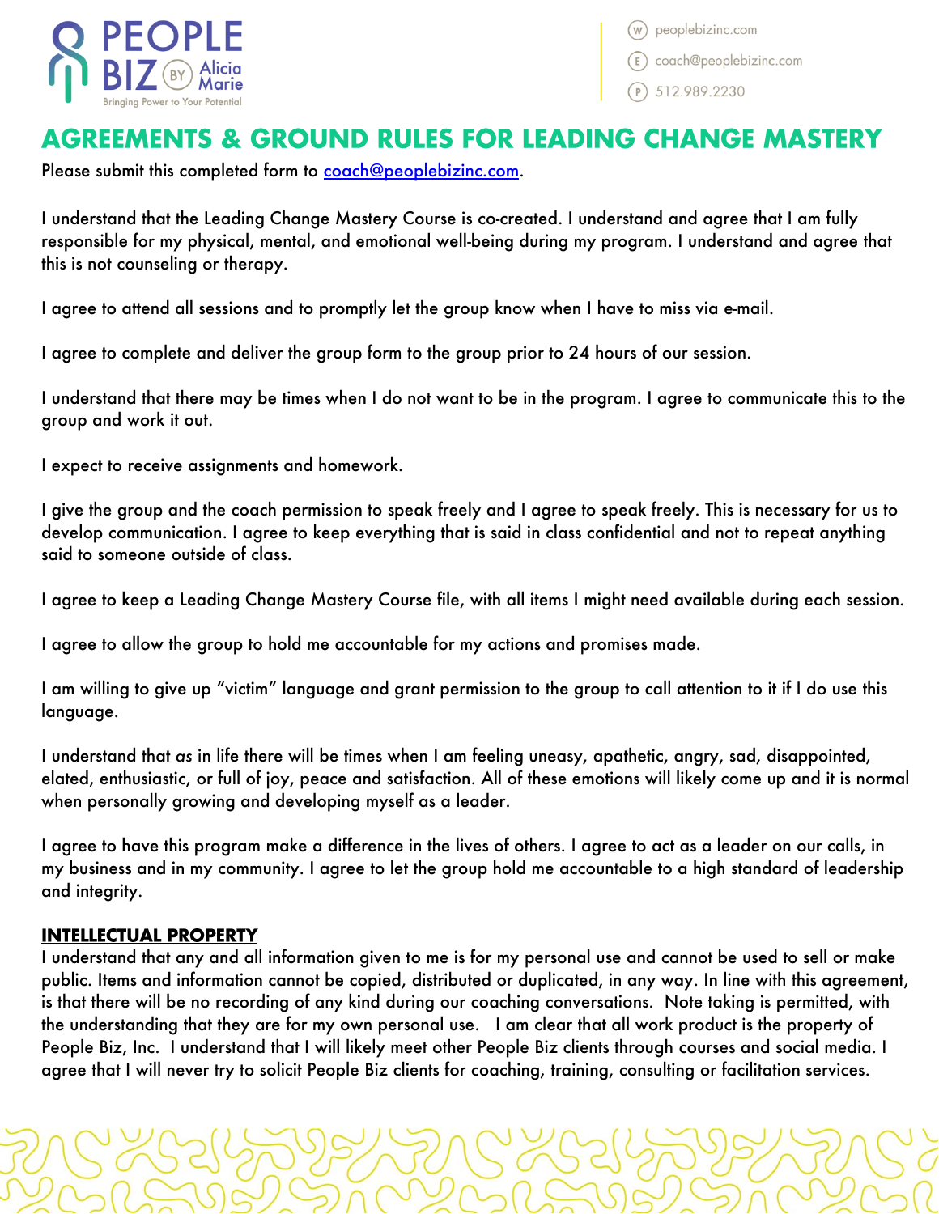PEOPLE BIZ BY Alicia Marie

Bringing Power to Your Potential

peoplebizinc.com

coach@peoplebizinc.com

512.989.2230

# AGREEMENTS & GROUND RULES FOR LEADING CHANGE MASTERY

Please submit this completed form to coach@peoplebizinc.com.

I understand that the Leading Change Mastery Course is co-created. I understand and agree that I am fully responsible for my physical, mental, and emotional well-being during my program. I understand and agree that this is not counseling or therapy.

I agree to attend all sessions and to promptly let the group know when I have to miss via e-mail.

I agree to complete and deliver the group form to the group prior to 24 hours of our session.

I understand that there may be times when I do not want to be in the program. I agree to communicate this to the group and work it out.

I expect to receive assignments and homework.

I give the group and the coach permission to speak freely and I agree to speak freely. This is necessary for us to develop communication. I agree to keep everything that is said in class confidential and not to repeat anything said to someone outside of class.

I agree to keep a Leading Change Mastery Course file, with all items I might need available during each session.

I agree to allow the group to hold me accountable for my actions and promises made.

I am willing to give up "victim" language and grant permission to the group to call attention to it if I do use this language.

I understand that as in life there will be times when I am feeling uneasy, apathetic, angry, sad, disappointed, elated, enthusiastic, or full of joy, peace and satisfaction. All of these emotions will likely come up and it is normal when personally growing and developing myself as a leader.

I agree to have this program make a difference in the lives of others. I agree to act as a leader on our calls, in my business and in my community. I agree to let the group hold me accountable to a high standard of leadership and integrity.

## INTELLECTUAL PROPERTY

I understand that any and all information given to me is for my personal use and cannot be used to sell or make public. Items and information cannot be copied, distributed or duplicated, in any way. In line with this agreement, is that there will be no recording of any kind during our coaching conversations. Note taking is permitted, with the understanding that they are for my own personal use. I am clear that all work product is the property of People Biz, Inc. I understand that I will likely meet other People Biz clients through courses and social media. I agree that I will never try to solicit People Biz clients for coaching, training, consulting or facilitation services.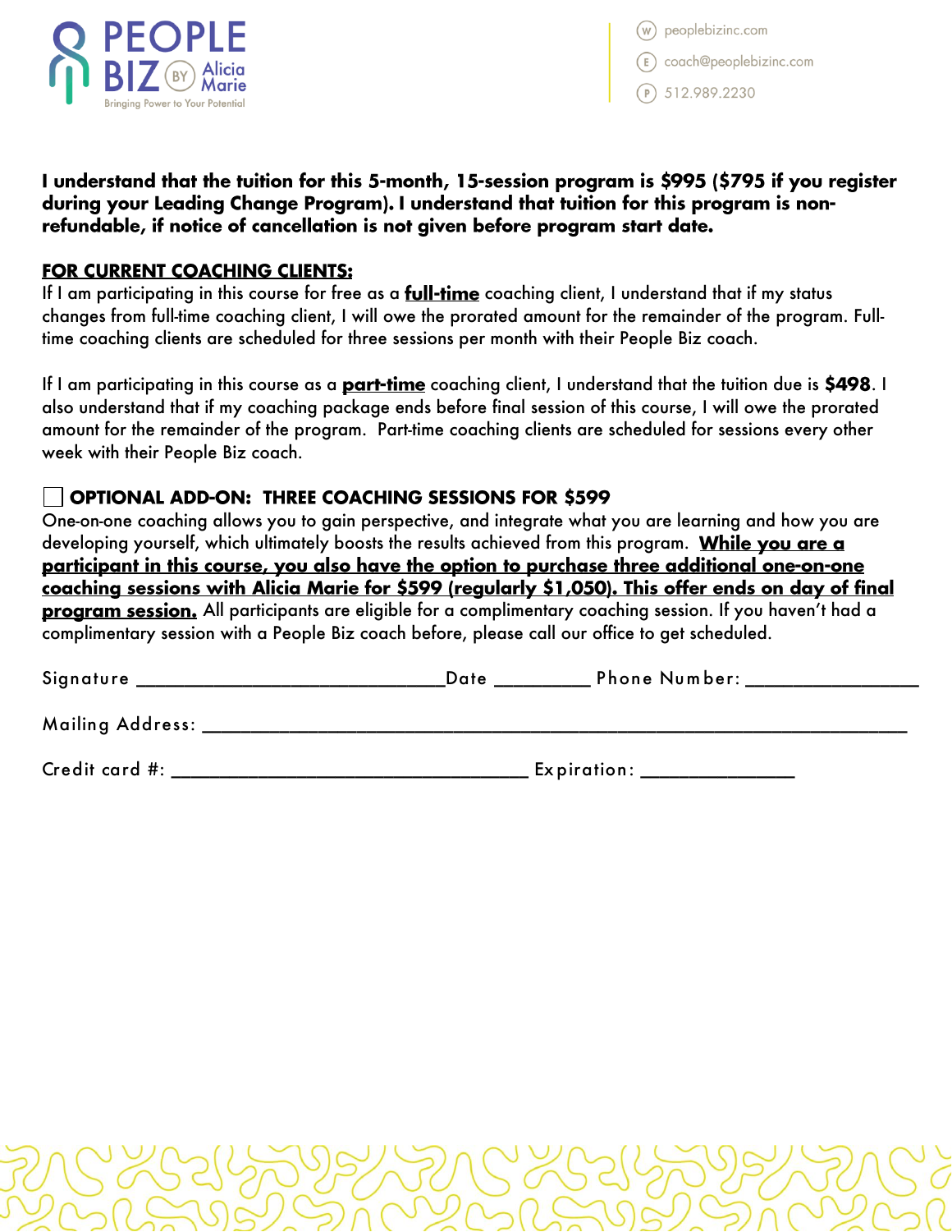**I understand that the tuition for this 5-month, 15-session program is $995 ($795 if you register during your Leading Change Program). I understand that tuition for this program is non-refundable, if notice of cancellation is not given before program start date.**

**FOR CURRENT COACHING CLIENTS:**

If I am participating in this course for free as a **full-time** coaching client, I understand that if my status changes from full-time coaching client, I will owe the prorated amount for the remainder of the program. Full-time coaching clients are scheduled for three sessions per month with their People Biz coach.

If I am participating in this course as a **part-time** coaching client, I understand that the tuition due is **$498**. I also understand that if my coaching package ends before final session of this course, I will owe the prorated amount for the remainder of the program. Part-time coaching clients are scheduled for sessions every other week with their People Biz coach.

☐ **OPTIONAL ADD-ON: THREE COACHING SESSIONS FOR $599**

One-on-one coaching allows you to gain perspective, and integrate what you are learning and how you are developing yourself, which ultimately boosts the results achieved from this program. **While you are a participant in this course, you also have the option to purchase three additional one-on-one coaching sessions with Alicia Marie for $599 (regularly $1,050). This offer ends on day of final program session.** All participants are eligible for a complimentary coaching session. If you haven't had a complimentary session with a People Biz coach before, please call our office to get scheduled.

Signature ______________________________ Date _________ Phone Number: _________________

Mailing Address: ____________________________________________________________________

Credit card #: ___________________________________ Expiration: _______________